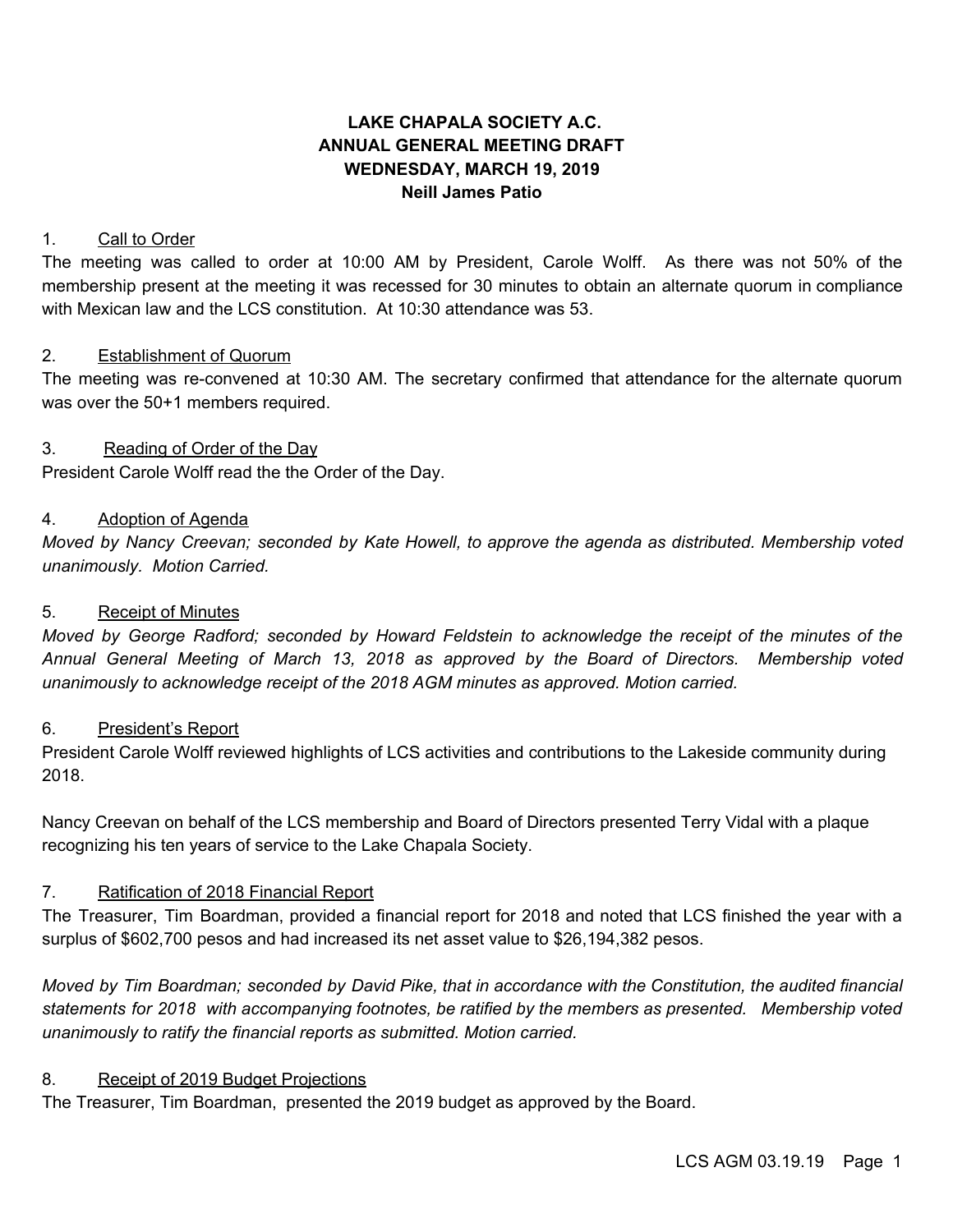# LAKE CHAPALA SOCIETY A.C.
# ANNUAL GENERAL MEETING DRAFT
# WEDNESDAY, MARCH 19, 2019
## Neill James Patio

1. <u>Call to Order</u>

The meeting was called to order at 10:00 AM by President, Carole Wolff. As there was not 50% of the membership present at the meeting it was recessed for 30 minutes to obtain an alternate quorum in compliance with Mexican law and the LCS constitution. At 10:30 attendance was 53.

2. <u>Establishment of Quorum</u>

The meeting was re-convened at 10:30 AM. The secretary confirmed that attendance for the alternate quorum was over the 50+1 members required.

3. <u>Reading of Order of the Day</u>

President Carole Wolff read the the Order of the Day.

4. <u>Adoption of Agenda</u>

*Moved by Nancy Creevan; seconded by Kate Howell, to approve the agenda as distributed. Membership voted unanimously. Motion Carried.*

5. <u>Receipt of Minutes</u>

*Moved by George Radford; seconded by Howard Feldstein to acknowledge the receipt of the minutes of the Annual General Meeting of March 13, 2018 as approved by the Board of Directors. Membership voted unanimously to acknowledge receipt of the 2018 AGM minutes as approved. Motion carried.*

6. <u>President's Report</u>

President Carole Wolff reviewed highlights of LCS activities and contributions to the Lakeside community during 2018.

Nancy Creevan on behalf of the LCS membership and Board of Directors presented Terry Vidal with a plaque recognizing his ten years of service to the Lake Chapala Society.

7. <u>Ratification of 2018 Financial Report</u>

The Treasurer, Tim Boardman, provided a financial report for 2018 and noted that LCS finished the year with a surplus of $602,700 pesos and had increased its net asset value to $26,194,382 pesos.

*Moved by Tim Boardman; seconded by David Pike, that in accordance with the Constitution, the audited financial statements for 2018 with accompanying footnotes, be ratified by the members as presented. Membership voted unanimously to ratify the financial reports as submitted. Motion carried.*

8. <u>Receipt of 2019 Budget Projections</u>

The Treasurer, Tim Boardman, presented the 2019 budget as approved by the Board.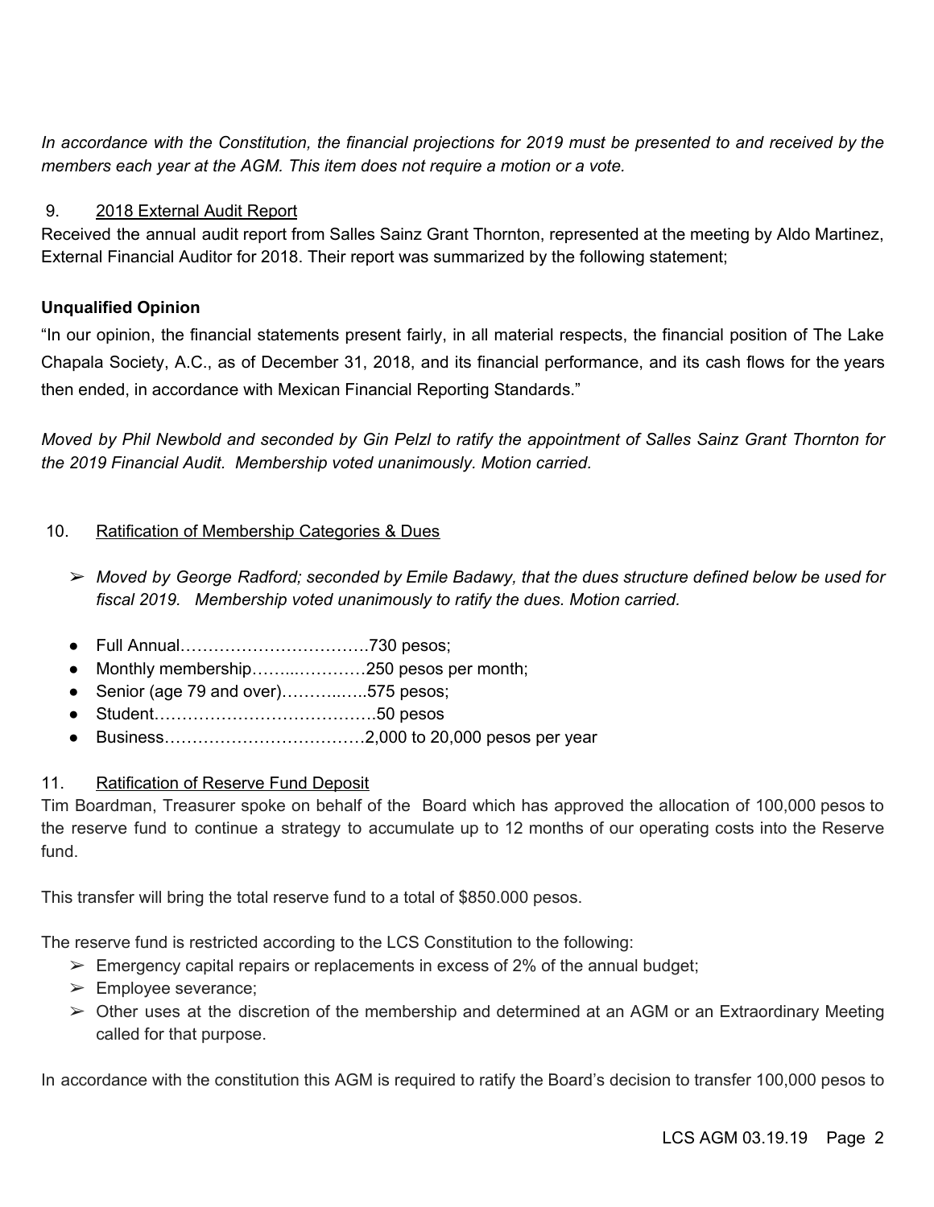*In accordance with the Constitution, the financial projections for 2019 must be presented to and received by the members each year at the AGM. This item does not require a motion or a vote.*

9. <u>2018 External Audit Report</u>

Received the annual audit report from Salles Sainz Grant Thornton, represented at the meeting by Aldo Martinez, External Financial Auditor for 2018. Their report was summarized by the following statement;

**Unqualified Opinion**

"In our opinion, the financial statements present fairly, in all material respects, the financial position of The Lake Chapala Society, A.C., as of December 31, 2018, and its financial performance, and its cash flows for the years then ended, in accordance with Mexican Financial Reporting Standards."

*Moved by Phil Newbold and seconded by Gin Pelzl to ratify the appointment of Salles Sainz Grant Thornton for the 2019 Financial Audit. Membership voted unanimously. Motion carried.*

10. <u>Ratification of Membership Categories & Dues</u>

➢ *Moved by George Radford; seconded by Emile Badawy, that the dues structure defined below be used for fiscal 2019. Membership voted unanimously to ratify the dues. Motion carried.*

- Full Annual…………………………….730 pesos;
- Monthly membership……..…………250 pesos per month;
- Senior (age 79 and over)………..…..575 pesos;
- Student………………………………….50 pesos
- Business………………………………2,000 to 20,000 pesos per year

11. <u>Ratification of Reserve Fund Deposit</u>

Tim Boardman, Treasurer spoke on behalf of the Board which has approved the allocation of 100,000 pesos to the reserve fund to continue a strategy to accumulate up to 12 months of our operating costs into the Reserve fund.

This transfer will bring the total reserve fund to a total of $850.000 pesos.

The reserve fund is restricted according to the LCS Constitution to the following:

➢ Emergency capital repairs or replacements in excess of 2% of the annual budget;
➢ Employee severance;
➢ Other uses at the discretion of the membership and determined at an AGM or an Extraordinary Meeting called for that purpose.

In accordance with the constitution this AGM is required to ratify the Board's decision to transfer 100,000 pesos to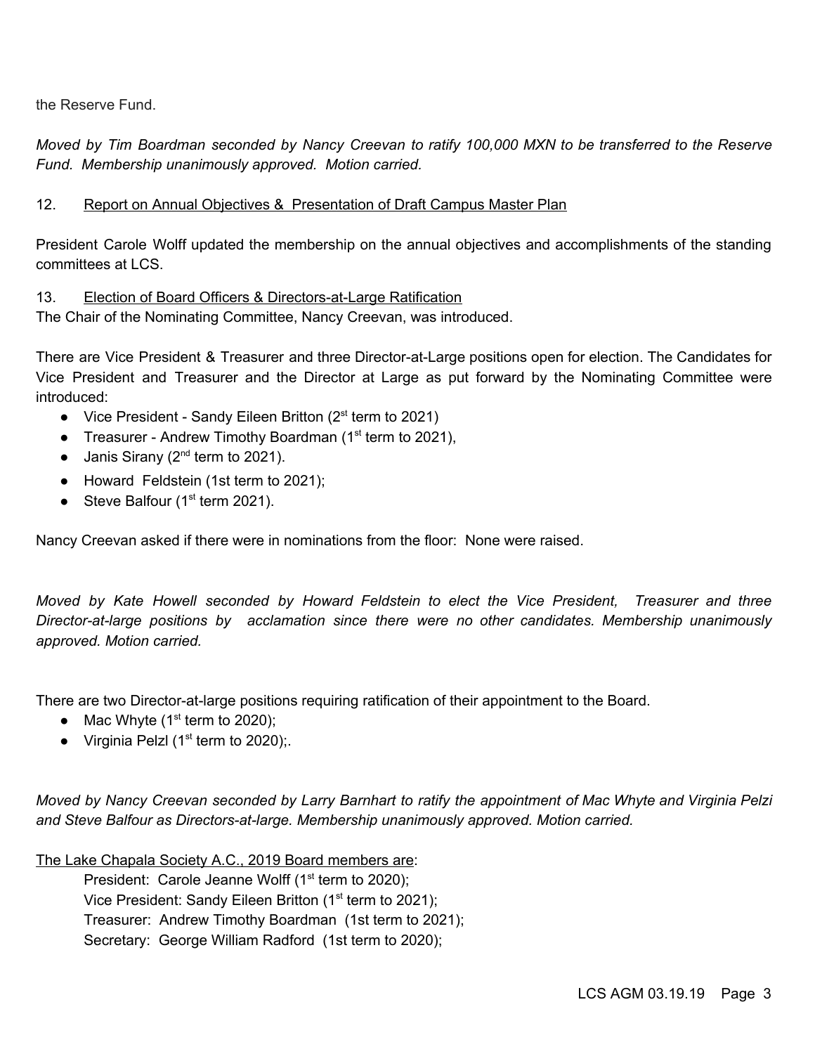the Reserve Fund.

*Moved by Tim Boardman seconded by Nancy Creevan to ratify 100,000 MXN to be transferred to the Reserve Fund. Membership unanimously approved. Motion carried.*

12. Report on Annual Objectives & Presentation of Draft Campus Master Plan

President Carole Wolff updated the membership on the annual objectives and accomplishments of the standing committees at LCS.

13. Election of Board Officers & Directors-at-Large Ratification

The Chair of the Nominating Committee, Nancy Creevan, was introduced.

There are Vice President & Treasurer and three Director-at-Large positions open for election. The Candidates for Vice President and Treasurer and the Director at Large as put forward by the Nominating Committee were introduced:

- Vice President - Sandy Eileen Britton (2st term to 2021)
- Treasurer - Andrew Timothy Boardman (1st term to 2021),
- Janis Sirany (2nd term to 2021).
- Howard Feldstein (1st term to 2021);
- Steve Balfour (1st term 2021).

Nancy Creevan asked if there were in nominations from the floor: None were raised.

*Moved by Kate Howell seconded by Howard Feldstein to elect the Vice President, Treasurer and three Director-at-large positions by acclamation since there were no other candidates. Membership unanimously approved. Motion carried.*

There are two Director-at-large positions requiring ratification of their appointment to the Board.

- Mac Whyte (1st term to 2020);
- Virginia Pelzl (1st term to 2020);.

*Moved by Nancy Creevan seconded by Larry Barnhart to ratify the appointment of Mac Whyte and Virginia Pelzi and Steve Balfour as Directors-at-large. Membership unanimously approved. Motion carried.*

The Lake Chapala Society A.C., 2019 Board members are:

President: Carole Jeanne Wolff (1st term to 2020);
Vice President: Sandy Eileen Britton (1st term to 2021);
Treasurer: Andrew Timothy Boardman (1st term to 2021);
Secretary: George William Radford (1st term to 2020);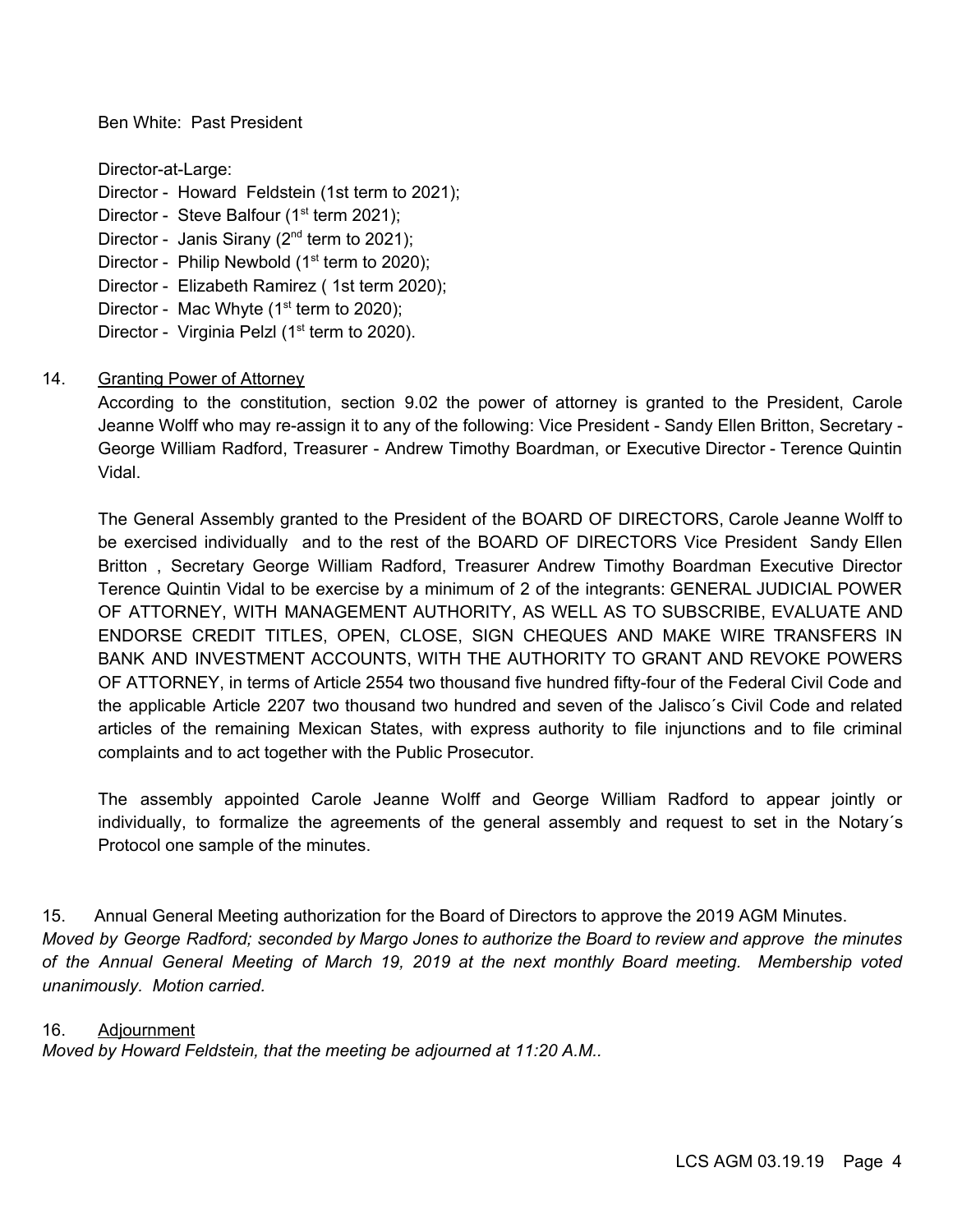Ben White: Past President

Director-at-Large:
Director - Howard Feldstein (1st term to 2021);
Director - Steve Balfour (1st term 2021);
Director - Janis Sirany (2nd term to 2021);
Director - Philip Newbold (1st term to 2020);
Director - Elizabeth Ramirez ( 1st term 2020);
Director - Mac Whyte (1st term to 2020);
Director - Virginia Pelzl (1st term to 2020).

14. Granting Power of Attorney

According to the constitution, section 9.02 the power of attorney is granted to the President, Carole Jeanne Wolff who may re-assign it to any of the following: Vice President - Sandy Ellen Britton, Secretary - George William Radford, Treasurer - Andrew Timothy Boardman, or Executive Director - Terence Quintin Vidal.

The General Assembly granted to the President of the BOARD OF DIRECTORS, Carole Jeanne Wolff to be exercised individually and to the rest of the BOARD OF DIRECTORS Vice President Sandy Ellen Britton , Secretary George William Radford, Treasurer Andrew Timothy Boardman Executive Director Terence Quintin Vidal to be exercise by a minimum of 2 of the integrants: GENERAL JUDICIAL POWER OF ATTORNEY, WITH MANAGEMENT AUTHORITY, AS WELL AS TO SUBSCRIBE, EVALUATE AND ENDORSE CREDIT TITLES, OPEN, CLOSE, SIGN CHEQUES AND MAKE WIRE TRANSFERS IN BANK AND INVESTMENT ACCOUNTS, WITH THE AUTHORITY TO GRANT AND REVOKE POWERS OF ATTORNEY, in terms of Article 2554 two thousand five hundred fifty-four of the Federal Civil Code and the applicable Article 2207 two thousand two hundred and seven of the Jalisco´s Civil Code and related articles of the remaining Mexican States, with express authority to file injunctions and to file criminal complaints and to act together with the Public Prosecutor.

The assembly appointed Carole Jeanne Wolff and George William Radford to appear jointly or individually, to formalize the agreements of the general assembly and request to set in the Notary´s Protocol one sample of the minutes.

15. Annual General Meeting authorization for the Board of Directors to approve the 2019 AGM Minutes.

*Moved by George Radford; seconded by Margo Jones to authorize the Board to review and approve the minutes of the Annual General Meeting of March 19, 2019 at the next monthly Board meeting. Membership voted unanimously. Motion carried.*

16. Adjournment

*Moved by Howard Feldstein, that the meeting be adjourned at 11:20 A.M..*